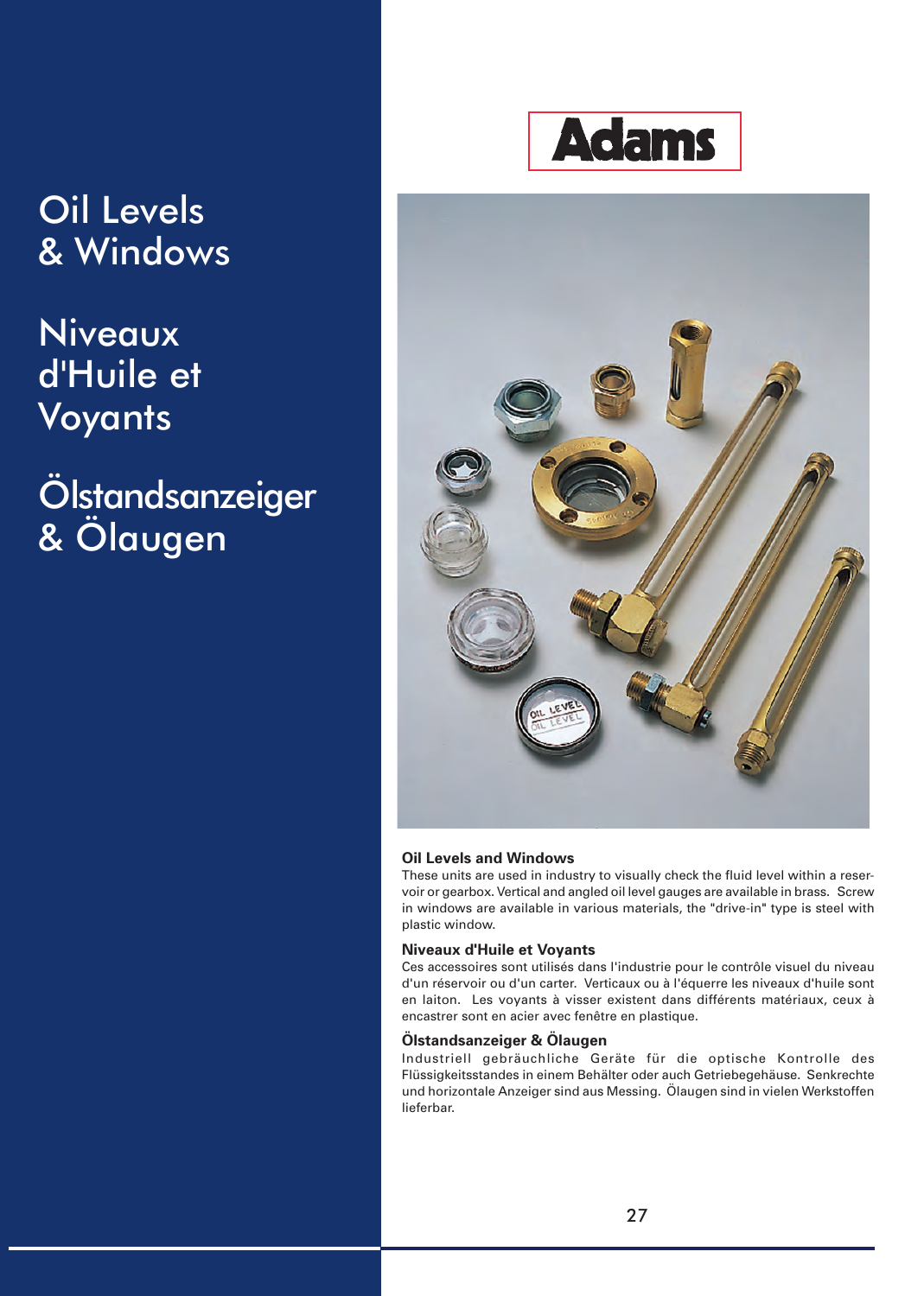# Oil Levels & Windows

# Niveaux d'Huile et Voyants

# Ölstandsanzeiger & Ölaugen

**Adams**

### Oil Levels and Windows

These units are used in industry to visually check the fluid level within a reservoir or gearbox. Vertical and angled oil level gauges are available in brass. Screw in windows are available in various materials, the "drive-in" type is steel with plastic window.

### Niveaux d'Huile et Voyants

Ces accessoires sont utilisés dans l'industrie pour le contrôle visuel du niveau d'un réservoir ou d'un carter. Verticaux ou à l'équerre les niveaux d'huile sont en laiton. Les voyants à visser existent dans différents matériaux, ceux à encastrer sont en acier avec fenêtre en plastique.

### Ölstandsanzeiger & Ölaugen

Industriell gebräuchliche Geräte für die optische Kontrolle des Flüssigkeitsstandes in einem Behälter oder auch Getriebegehäuse. Senkrechte und horizontale Anzeiger sind aus Messing. Ölaugen sind in vielen Werkstoffen lieferbar.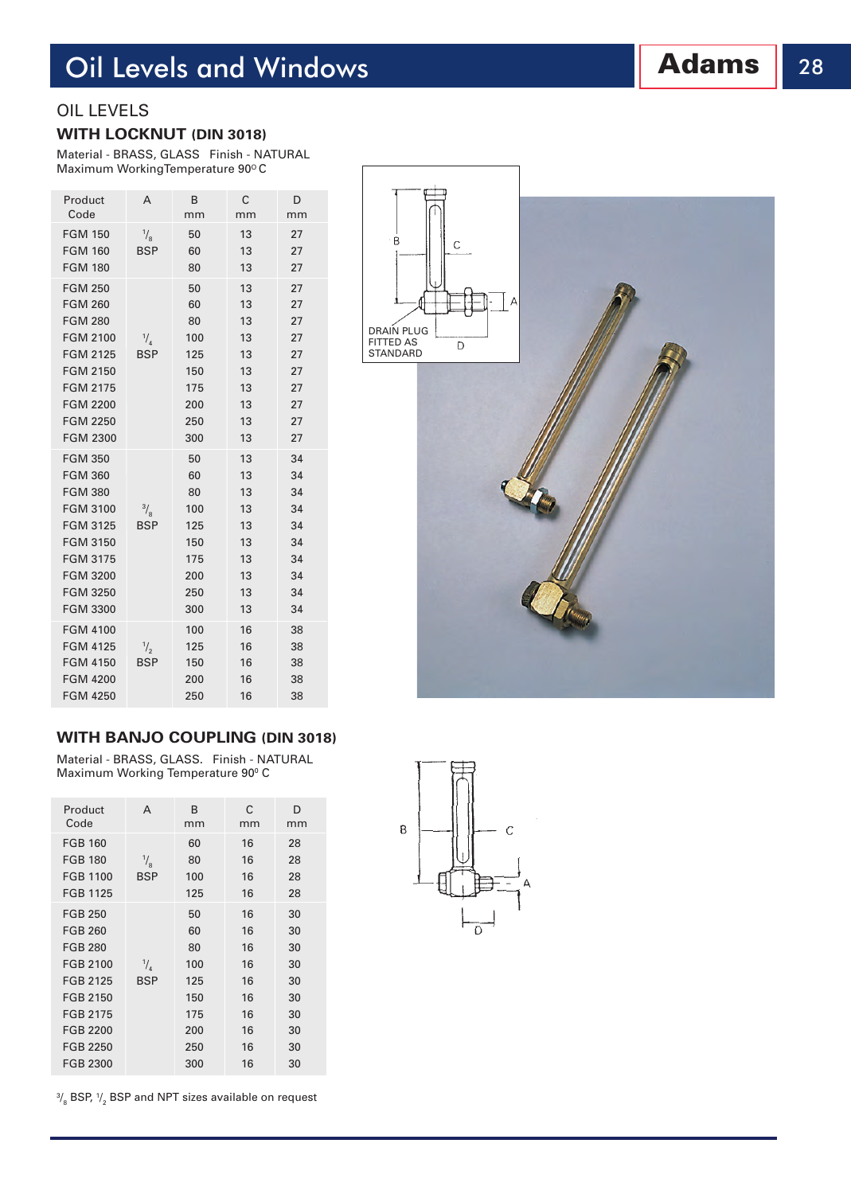# Oil Levels and Windows

## OIL LEVELS

### WITH LOCKNUT (DIN 3018)

Material - BRASS, GLASS   Finish - NATURAL
Maximum WorkingTemperature 90º C

| Product Code | A | B mm | C mm | D mm |
|---|---|---|---|---|
| FGM 150 | 1/8 BSP | 50 | 13 | 27 |
| FGM 160 | | 60 | 13 | 27 |
| FGM 180 | | 80 | 13 | 27 |
| FGM 250 | 1/4 BSP | 50 | 13 | 27 |
| FGM 260 | | 60 | 13 | 27 |
| FGM 280 | | 80 | 13 | 27 |
| FGM 2100 | | 100 | 13 | 27 |
| FGM 2125 | | 125 | 13 | 27 |
| FGM 2150 | | 150 | 13 | 27 |
| FGM 2175 | | 175 | 13 | 27 |
| FGM 2200 | | 200 | 13 | 27 |
| FGM 2250 | | 250 | 13 | 27 |
| FGM 2300 | | 300 | 13 | 27 |
| FGM 350 | 3/8 BSP | 50 | 13 | 34 |
| FGM 360 | | 60 | 13 | 34 |
| FGM 380 | | 80 | 13 | 34 |
| FGM 3100 | | 100 | 13 | 34 |
| FGM 3125 | | 125 | 13 | 34 |
| FGM 3150 | | 150 | 13 | 34 |
| FGM 3175 | | 175 | 13 | 34 |
| FGM 3200 | | 200 | 13 | 34 |
| FGM 3250 | | 250 | 13 | 34 |
| FGM 3300 | | 300 | 13 | 34 |
| FGM 4100 | 1/2 BSP | 100 | 16 | 38 |
| FGM 4125 | | 125 | 16 | 38 |
| FGM 4150 | | 150 | 16 | 38 |
| FGM 4200 | | 200 | 16 | 38 |
| FGM 4250 | | 250 | 16 | 38 |

DRAIN PLUG FITTED AS STANDARD

### WITH BANJO COUPLING (DIN 3018)

Material - BRASS, GLASS.   Finish - NATURAL
Maximum Working Temperature 90º C

| Product Code | A | B mm | C mm | D mm |
|---|---|---|---|---|
| FGB 160 | 1/8 BSP | 60 | 16 | 28 |
| FGB 180 | | 80 | 16 | 28 |
| FGB 1100 | | 100 | 16 | 28 |
| FGB 1125 | | 125 | 16 | 28 |
| FGB 250 | 1/4 BSP | 50 | 16 | 30 |
| FGB 260 | | 60 | 16 | 30 |
| FGB 280 | | 80 | 16 | 30 |
| FGB 2100 | | 100 | 16 | 30 |
| FGB 2125 | | 125 | 16 | 30 |
| FGB 2150 | | 150 | 16 | 30 |
| FGB 2175 | | 175 | 16 | 30 |
| FGB 2200 | | 200 | 16 | 30 |
| FGB 2250 | | 250 | 16 | 30 |
| FGB 2300 | | 300 | 16 | 30 |

3/8 BSP, 1/2 BSP and NPT sizes available on request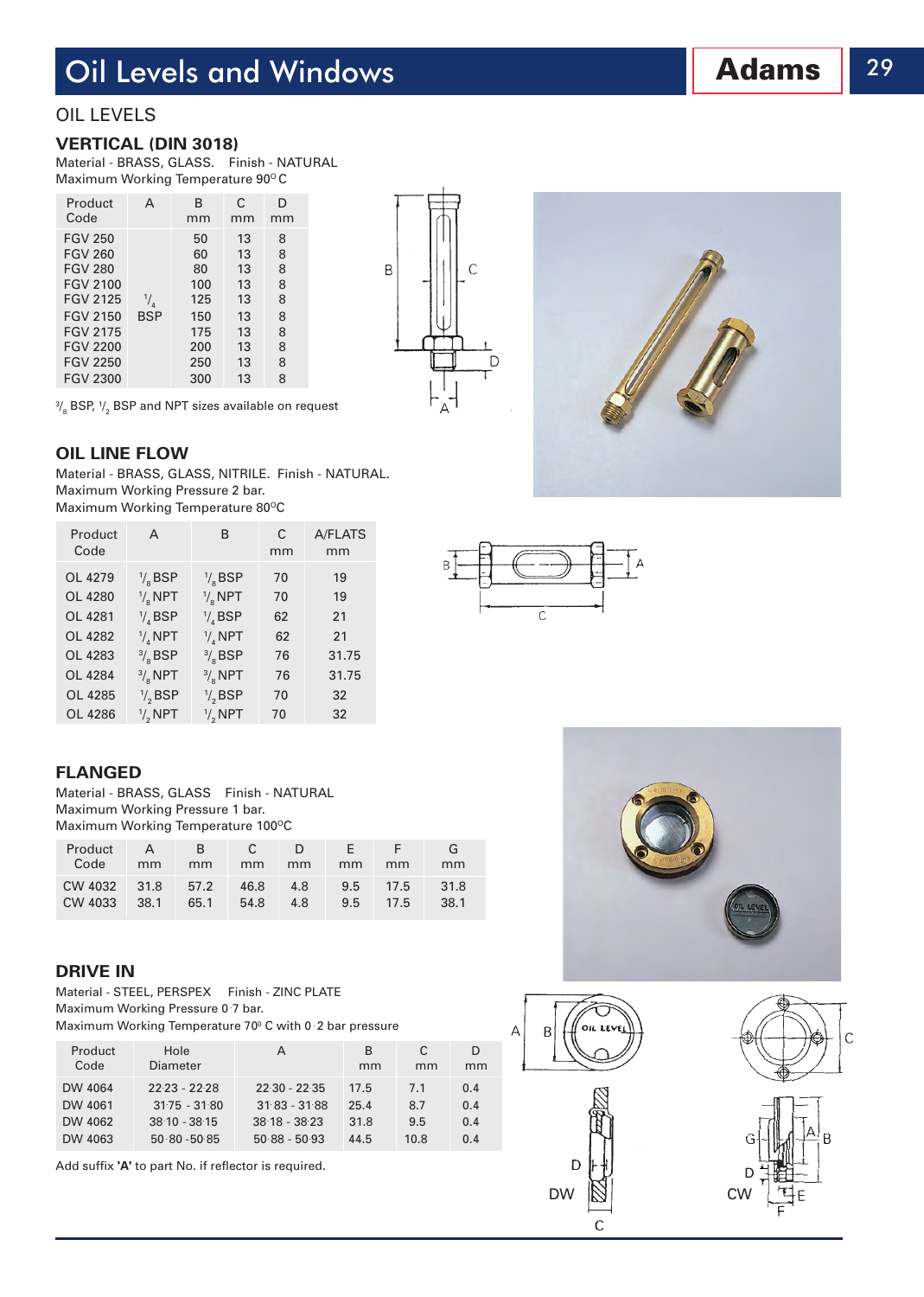# Oil Levels and Windows

## OIL LEVELS

### VERTICAL (DIN 3018)

Material - BRASS, GLASS. Finish - NATURAL
Maximum Working Temperature 90° C

| Product Code | A | B mm | C mm | D mm |
|---|---|---|---|---|
| FGV 250 | | 50 | 13 | 8 |
| FGV 260 | | 60 | 13 | 8 |
| FGV 280 | | 80 | 13 | 8 |
| FGV 2100 | | 100 | 13 | 8 |
| FGV 2125 | 1/4 | 125 | 13 | 8 |
| FGV 2150 | BSP | 150 | 13 | 8 |
| FGV 2175 | | 175 | 13 | 8 |
| FGV 2200 | | 200 | 13 | 8 |
| FGV 2250 | | 250 | 13 | 8 |
| FGV 2300 | | 300 | 13 | 8 |

3/8 BSP, 1/2 BSP and NPT sizes available on request

### OIL LINE FLOW

Material - BRASS, GLASS, NITRILE. Finish - NATURAL.
Maximum Working Pressure 2 bar.
Maximum Working Temperature 80°C

| Product Code | A | B | C mm | A/FLATS mm |
|---|---|---|---|---|
| OL 4279 | 1/8 BSP | 1/8 BSP | 70 | 19 |
| OL 4280 | 1/8 NPT | 1/8 NPT | 70 | 19 |
| OL 4281 | 1/4 BSP | 1/4 BSP | 62 | 21 |
| OL 4282 | 1/4 NPT | 1/4 NPT | 62 | 21 |
| OL 4283 | 3/8 BSP | 3/8 BSP | 76 | 31.75 |
| OL 4284 | 3/8 NPT | 3/8 NPT | 76 | 31.75 |
| OL 4285 | 1/2 BSP | 1/2 BSP | 70 | 32 |
| OL 4286 | 1/2 NPT | 1/2 NPT | 70 | 32 |

### FLANGED

Material - BRASS, GLASS Finish - NATURAL
Maximum Working Pressure 1 bar.
Maximum Working Temperature 100°C

| Product Code | A mm | B mm | C mm | D mm | E mm | F mm | G mm |
|---|---|---|---|---|---|---|---|
| CW 4032 | 31.8 | 57.2 | 46.8 | 4.8 | 9.5 | 17.5 | 31.8 |
| CW 4033 | 38.1 | 65.1 | 54.8 | 4.8 | 9.5 | 17.5 | 38.1 |

### DRIVE IN

Material - STEEL, PERSPEX Finish - ZINC PLATE
Maximum Working Pressure 0·7 bar.
Maximum Working Temperature 70° C with 0·2 bar pressure

| Product Code | Hole Diameter | A | B mm | C mm | D mm |
|---|---|---|---|---|---|
| DW 4064 | 22·23 - 22·28 | 22·30 - 22·35 | 17.5 | 7.1 | 0.4 |
| DW 4061 | 31·75 - 31·80 | 31·83 - 31·88 | 25.4 | 8.7 | 0.4 |
| DW 4062 | 38·10 - 38·15 | 38·18 - 38·23 | 31.8 | 9.5 | 0.4 |
| DW 4063 | 50·80 - 50·85 | 50·88 - 50·93 | 44.5 | 10.8 | 0.4 |

Add suffix **'A'** to part No. if reflector is required.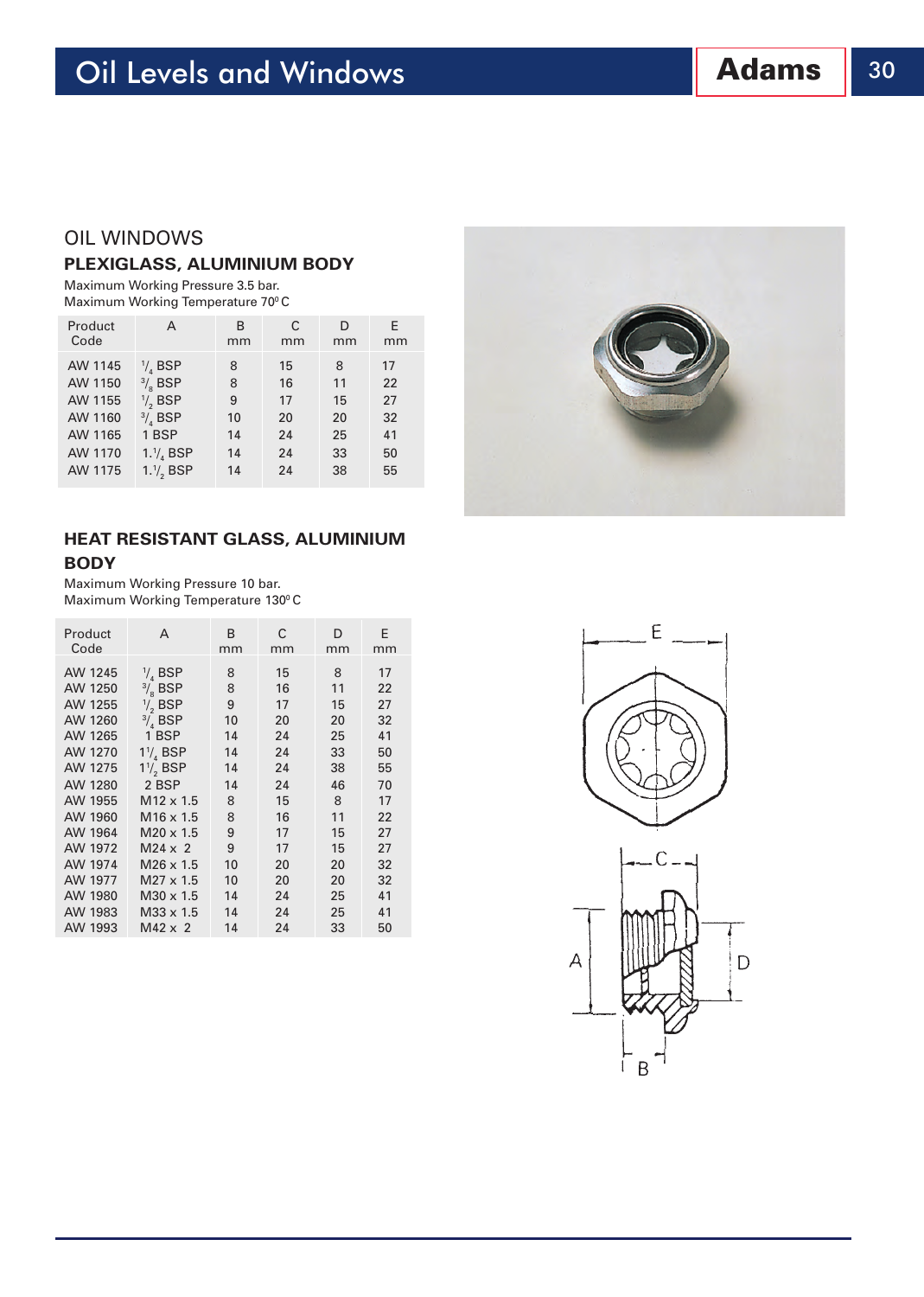## OIL WINDOWS

### PLEXIGLASS, ALUMINIUM BODY

Maximum Working Pressure 3.5 bar.
Maximum Working Temperature 70º C

| Product Code | A | B mm | C mm | D mm | E mm |
|---|---|---|---|---|---|
| AW 1145 | 1/4 BSP | 8 | 15 | 8 | 17 |
| AW 1150 | 3/8 BSP | 8 | 16 | 11 | 22 |
| AW 1155 | 1/2 BSP | 9 | 17 | 15 | 27 |
| AW 1160 | 3/4 BSP | 10 | 20 | 20 | 32 |
| AW 1165 | 1 BSP | 14 | 24 | 25 | 41 |
| AW 1170 | 1.1/4 BSP | 14 | 24 | 33 | 50 |
| AW 1175 | 1.1/2 BSP | 14 | 24 | 38 | 55 |

### HEAT RESISTANT GLASS, ALUMINIUM BODY

Maximum Working Pressure 10 bar.
Maximum Working Temperature 130º C

| Product Code | A | B mm | C mm | D mm | E mm |
|---|---|---|---|---|---|
| AW 1245 | 1/4 BSP | 8 | 15 | 8 | 17 |
| AW 1250 | 3/8 BSP | 8 | 16 | 11 | 22 |
| AW 1255 | 1/2 BSP | 9 | 17 | 15 | 27 |
| AW 1260 | 3/4 BSP | 10 | 20 | 20 | 32 |
| AW 1265 | 1 BSP | 14 | 24 | 25 | 41 |
| AW 1270 | 1 1/4 BSP | 14 | 24 | 33 | 50 |
| AW 1275 | 1 1/2 BSP | 14 | 24 | 38 | 55 |
| AW 1280 | 2 BSP | 14 | 24 | 46 | 70 |
| AW 1955 | M12 x 1.5 | 8 | 15 | 8 | 17 |
| AW 1960 | M16 x 1.5 | 8 | 16 | 11 | 22 |
| AW 1964 | M20 x 1.5 | 9 | 17 | 15 | 27 |
| AW 1972 | M24 x 2 | 9 | 17 | 15 | 27 |
| AW 1974 | M26 x 1.5 | 10 | 20 | 20 | 32 |
| AW 1977 | M27 x 1.5 | 10 | 20 | 20 | 32 |
| AW 1980 | M30 x 1.5 | 14 | 24 | 25 | 41 |
| AW 1983 | M33 x 1.5 | 14 | 24 | 25 | 41 |
| AW 1993 | M42 x 2 | 14 | 24 | 33 | 50 |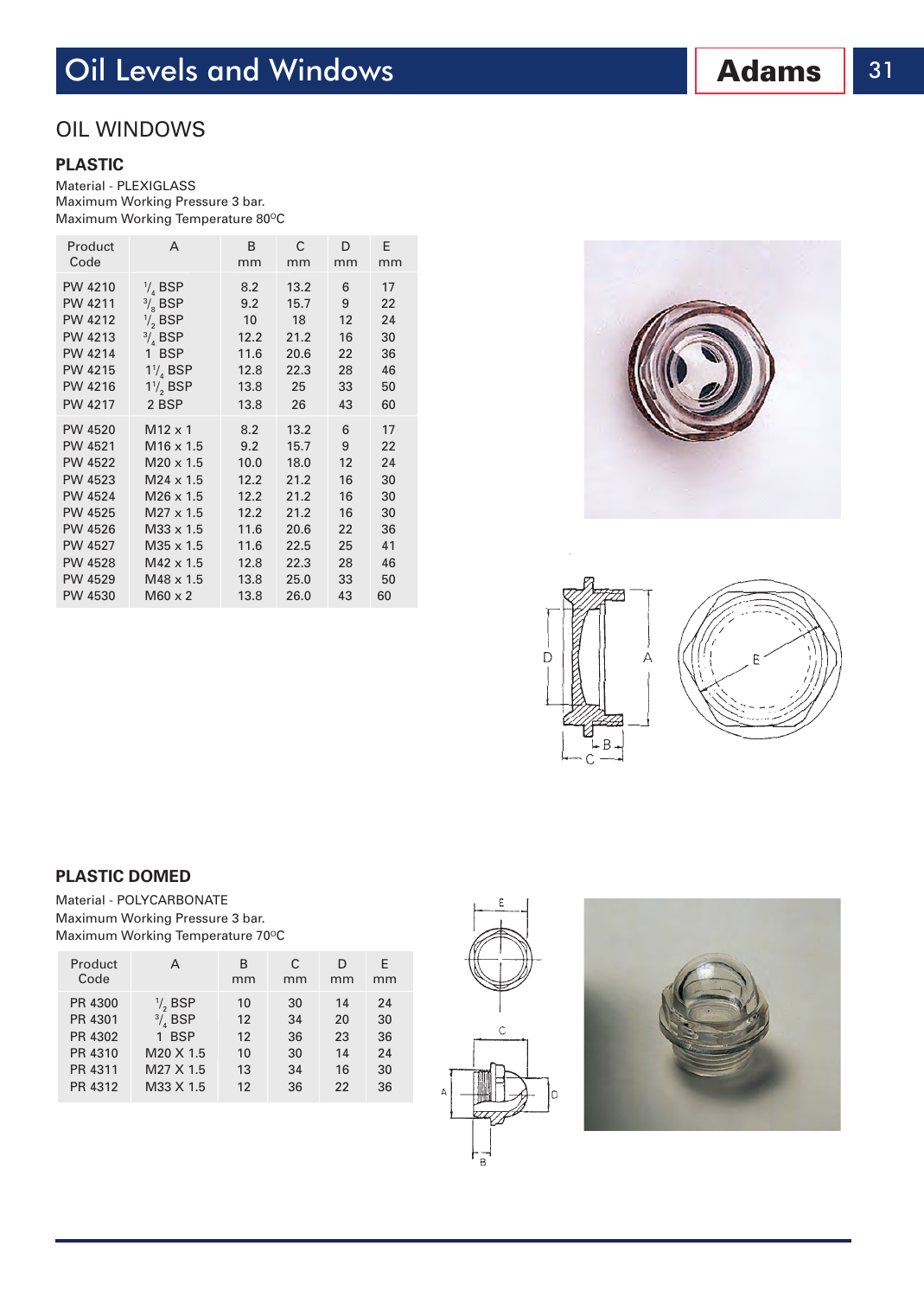# Oil Levels and Windows

## OIL WINDOWS

### PLASTIC

Material - PLEXIGLASS
Maximum Working Pressure 3 bar.
Maximum Working Temperature 80°C

| Product Code | A | B mm | C mm | D mm | E mm |
|---|---|---|---|---|---|
| PW 4210 | 1/4 BSP | 8.2 | 13.2 | 6 | 17 |
| PW 4211 | 3/8 BSP | 9.2 | 15.7 | 9 | 22 |
| PW 4212 | 1/2 BSP | 10 | 18 | 12 | 24 |
| PW 4213 | 3/4 BSP | 12.2 | 21.2 | 16 | 30 |
| PW 4214 | 1 BSP | 11.6 | 20.6 | 22 | 36 |
| PW 4215 | 1 1/4 BSP | 12.8 | 22.3 | 28 | 46 |
| PW 4216 | 1 1/2 BSP | 13.8 | 25 | 33 | 50 |
| PW 4217 | 2 BSP | 13.8 | 26 | 43 | 60 |
| PW 4520 | M12 x 1 | 8.2 | 13.2 | 6 | 17 |
| PW 4521 | M16 x 1.5 | 9.2 | 15.7 | 9 | 22 |
| PW 4522 | M20 x 1.5 | 10.0 | 18.0 | 12 | 24 |
| PW 4523 | M24 x 1.5 | 12.2 | 21.2 | 16 | 30 |
| PW 4524 | M26 x 1.5 | 12.2 | 21.2 | 16 | 30 |
| PW 4525 | M27 x 1.5 | 12.2 | 21.2 | 16 | 30 |
| PW 4526 | M33 x 1.5 | 11.6 | 20.6 | 22 | 36 |
| PW 4527 | M35 x 1.5 | 11.6 | 22.5 | 25 | 41 |
| PW 4528 | M42 x 1.5 | 12.8 | 22.3 | 28 | 46 |
| PW 4529 | M48 x 1.5 | 13.8 | 25.0 | 33 | 50 |
| PW 4530 | M60 x 2 | 13.8 | 26.0 | 43 | 60 |

### PLASTIC DOMED

Material - POLYCARBONATE
Maximum Working Pressure 3 bar.
Maximum Working Temperature 70°C

| Product Code | A | B mm | C mm | D mm | E mm |
|---|---|---|---|---|---|
| PR 4300 | 1/2 BSP | 10 | 30 | 14 | 24 |
| PR 4301 | 3/4 BSP | 12 | 34 | 20 | 30 |
| PR 4302 | 1 BSP | 12 | 36 | 23 | 36 |
| PR 4310 | M20 X 1.5 | 10 | 30 | 14 | 24 |
| PR 4311 | M27 X 1.5 | 13 | 34 | 16 | 30 |
| PR 4312 | M33 X 1.5 | 12 | 36 | 22 | 36 |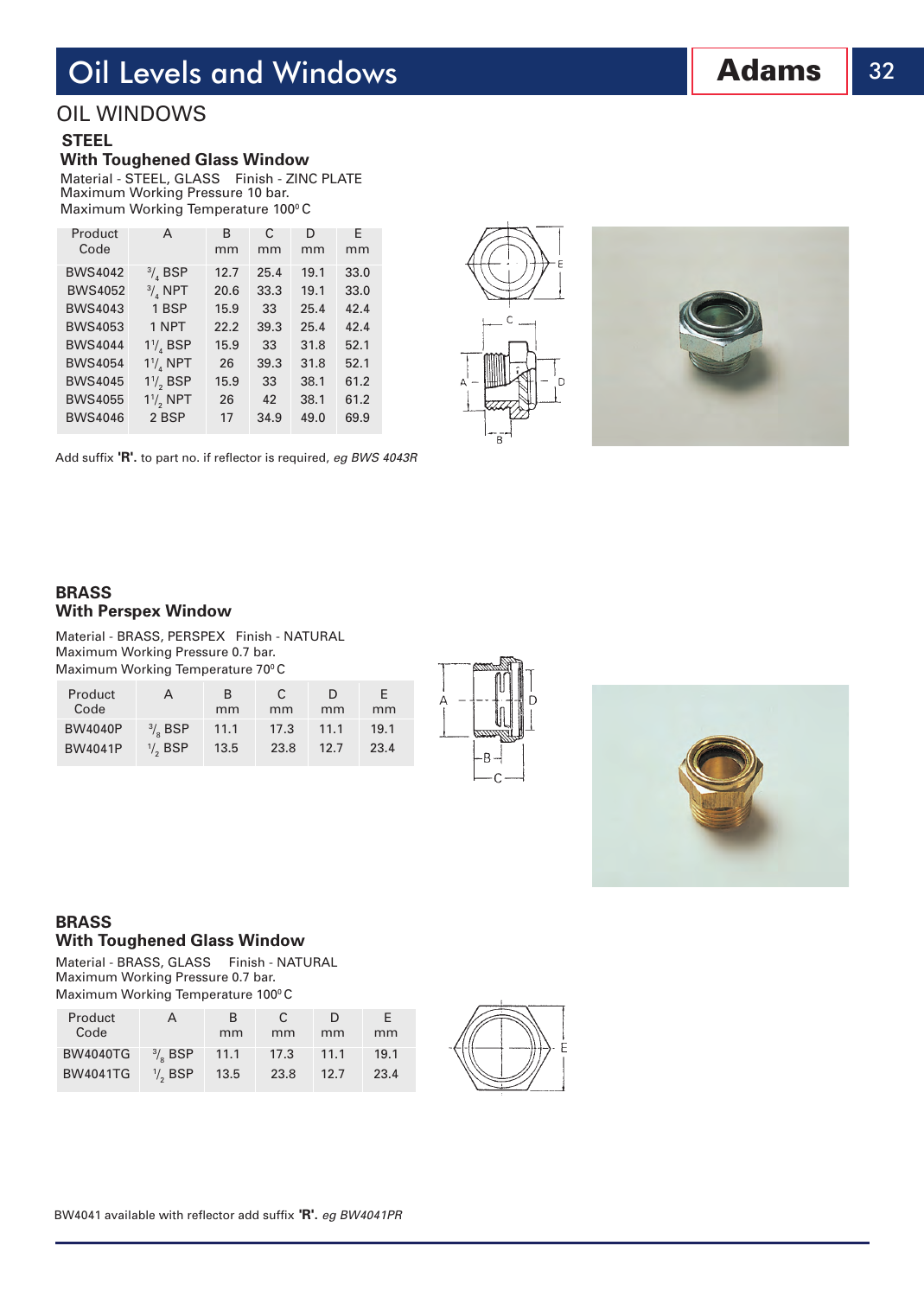# Oil Levels and Windows

## OIL WINDOWS

### STEEL

**With Toughened Glass Window**

Material - STEEL, GLASS    Finish - ZINC PLATE
Maximum Working Pressure 10 bar.
Maximum Working Temperature 100°C

| Product Code | A | B mm | C mm | D mm | E mm |
|---|---|---|---|---|---|
| BWS4042 | 3/4 BSP | 12.7 | 25.4 | 19.1 | 33.0 |
| BWS4052 | 3/4 NPT | 20.6 | 33.3 | 19.1 | 33.0 |
| BWS4043 | 1 BSP | 15.9 | 33 | 25.4 | 42.4 |
| BWS4053 | 1 NPT | 22.2 | 39.3 | 25.4 | 42.4 |
| BWS4044 | 1 1/4 BSP | 15.9 | 33 | 31.8 | 52.1 |
| BWS4054 | 1 1/4 NPT | 26 | 39.3 | 31.8 | 52.1 |
| BWS4045 | 1 1/2 BSP | 15.9 | 33 | 38.1 | 61.2 |
| BWS4055 | 1 1/2 NPT | 26 | 42 | 38.1 | 61.2 |
| BWS4046 | 2 BSP | 17 | 34.9 | 49.0 | 69.9 |

Add suffix **'R'.** to part no. if reflector is required, *eg BWS 4043R*

### BRASS

**With Perspex Window**

Material - BRASS, PERSPEX    Finish - NATURAL
Maximum Working Pressure 0.7 bar.
Maximum Working Temperature 70°C

| Product Code | A | B mm | C mm | D mm | E mm |
|---|---|---|---|---|---|
| BW4040P | 3/8 BSP | 11.1 | 17.3 | 11.1 | 19.1 |
| BW4041P | 1/2 BSP | 13.5 | 23.8 | 12.7 | 23.4 |

### BRASS

**With Toughened Glass Window**

Material - BRASS, GLASS    Finish - NATURAL
Maximum Working Pressure 0.7 bar.
Maximum Working Temperature 100°C

| Product Code | A | B mm | C mm | D mm | E mm |
|---|---|---|---|---|---|
| BW4040TG | 3/8 BSP | 11.1 | 17.3 | 11.1 | 19.1 |
| BW4041TG | 1/2 BSP | 13.5 | 23.8 | 12.7 | 23.4 |

BW4041 available with reflector add suffix **'R'.** *eg BW4041PR*